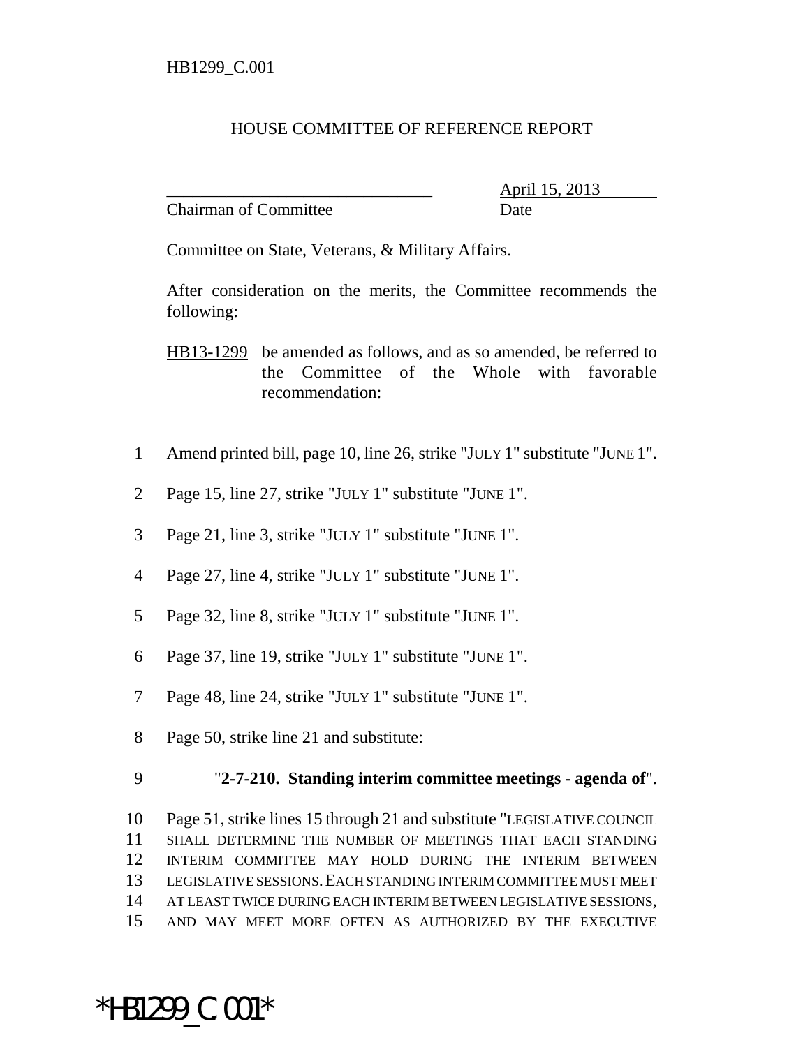HB1299_C.001

HOUSE COMMITTEE OF REFERENCE REPORT

________________________________ April 15, 2013
Chairman of Committee Date

Committee on State, Veterans, & Military Affairs.

After consideration on the merits, the Committee recommends the following:

HB13-1299 be amended as follows, and as so amended, be referred to the Committee of the Whole with favorable recommendation:

1 Amend printed bill, page 10, line 26, strike "JULY 1" substitute "JUNE 1".

2 Page 15, line 27, strike "JULY 1" substitute "JUNE 1".

3 Page 21, line 3, strike "JULY 1" substitute "JUNE 1".

4 Page 27, line 4, strike "JULY 1" substitute "JUNE 1".

5 Page 32, line 8, strike "JULY 1" substitute "JUNE 1".

6 Page 37, line 19, strike "JULY 1" substitute "JUNE 1".

7 Page 48, line 24, strike "JULY 1" substitute "JUNE 1".

8 Page 50, strike line 21 and substitute:

9 "**2-7-210. Standing interim committee meetings - agenda of**".

10 Page 51, strike lines 15 through 21 and substitute "LEGISLATIVE COUNCIL
11 SHALL DETERMINE THE NUMBER OF MEETINGS THAT EACH STANDING
12 INTERIM COMMITTEE MAY HOLD DURING THE INTERIM BETWEEN
13 LEGISLATIVE SESSIONS. EACH STANDING INTERIM COMMITTEE MUST MEET
14 AT LEAST TWICE DURING EACH INTERIM BETWEEN LEGISLATIVE SESSIONS,
15 AND MAY MEET MORE OFTEN AS AUTHORIZED BY THE EXECUTIVE

*HB1299_C.001*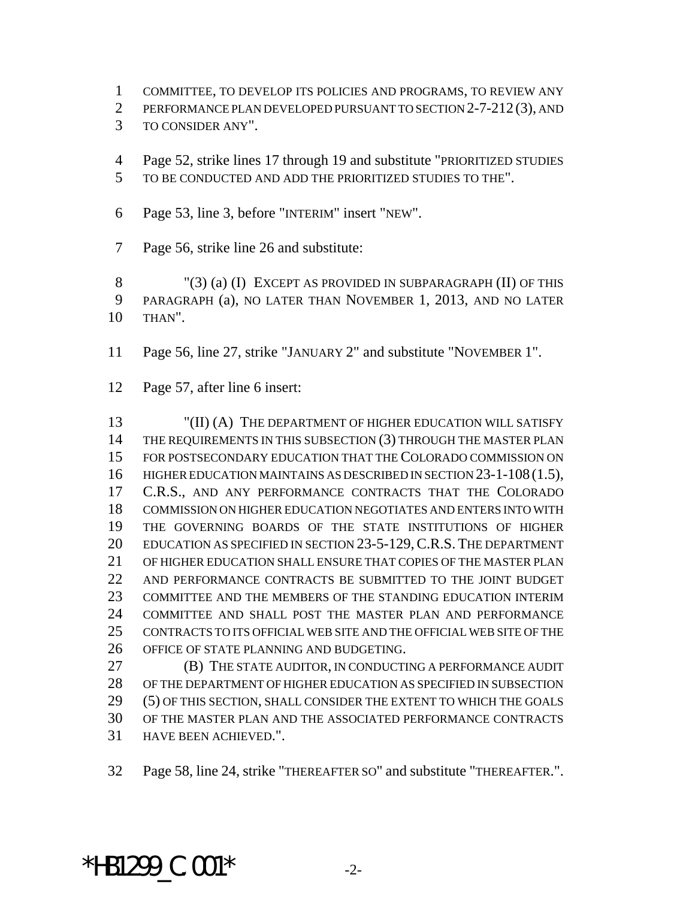COMMITTEE, TO DEVELOP ITS POLICIES AND PROGRAMS, TO REVIEW ANY PERFORMANCE PLAN DEVELOPED PURSUANT TO SECTION 2-7-212 (3), AND TO CONSIDER ANY".

Page 52, strike lines 17 through 19 and substitute "PRIORITIZED STUDIES TO BE CONDUCTED AND ADD THE PRIORITIZED STUDIES TO THE".

Page 53, line 3, before "INTERIM" insert "NEW".

Page 56, strike line 26 and substitute:

"(3) (a) (I) EXCEPT AS PROVIDED IN SUBPARAGRAPH (II) OF THIS PARAGRAPH (a), NO LATER THAN NOVEMBER 1, 2013, AND NO LATER THAN".

Page 56, line 27, strike "JANUARY 2" and substitute "NOVEMBER 1".

Page 57, after line 6 insert:

"(II) (A) THE DEPARTMENT OF HIGHER EDUCATION WILL SATISFY THE REQUIREMENTS IN THIS SUBSECTION (3) THROUGH THE MASTER PLAN FOR POSTSECONDARY EDUCATION THAT THE COLORADO COMMISSION ON HIGHER EDUCATION MAINTAINS AS DESCRIBED IN SECTION 23-1-108 (1.5), C.R.S., AND ANY PERFORMANCE CONTRACTS THAT THE COLORADO COMMISSION ON HIGHER EDUCATION NEGOTIATES AND ENTERS INTO WITH THE GOVERNING BOARDS OF THE STATE INSTITUTIONS OF HIGHER EDUCATION AS SPECIFIED IN SECTION 23-5-129, C.R.S. THE DEPARTMENT OF HIGHER EDUCATION SHALL ENSURE THAT COPIES OF THE MASTER PLAN AND PERFORMANCE CONTRACTS BE SUBMITTED TO THE JOINT BUDGET COMMITTEE AND THE MEMBERS OF THE STANDING EDUCATION INTERIM COMMITTEE AND SHALL POST THE MASTER PLAN AND PERFORMANCE CONTRACTS TO ITS OFFICIAL WEB SITE AND THE OFFICIAL WEB SITE OF THE OFFICE OF STATE PLANNING AND BUDGETING.

(B) THE STATE AUDITOR, IN CONDUCTING A PERFORMANCE AUDIT OF THE DEPARTMENT OF HIGHER EDUCATION AS SPECIFIED IN SUBSECTION (5) OF THIS SECTION, SHALL CONSIDER THE EXTENT TO WHICH THE GOALS OF THE MASTER PLAN AND THE ASSOCIATED PERFORMANCE CONTRACTS HAVE BEEN ACHIEVED.".

Page 58, line 24, strike "THEREAFTER SO" and substitute "THEREAFTER.".

*HB1299_C.001*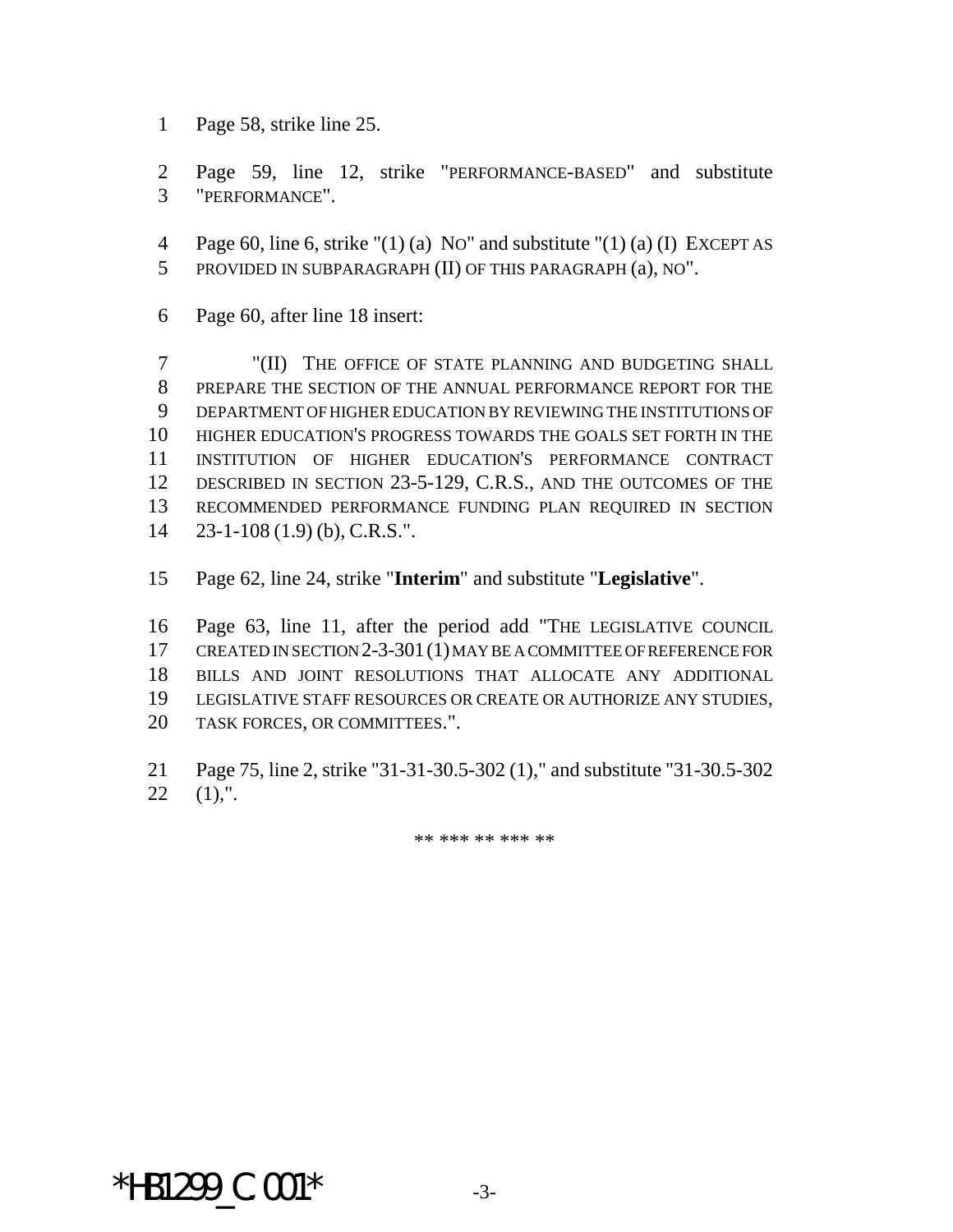Page 58, strike line 25.

Page 59, line 12, strike "PERFORMANCE-BASED" and substitute "PERFORMANCE".

Page 60, line 6, strike "(1) (a) NO" and substitute "(1) (a) (I) EXCEPT AS PROVIDED IN SUBPARAGRAPH (II) OF THIS PARAGRAPH (a), NO".

Page 60, after line 18 insert:

"(II) THE OFFICE OF STATE PLANNING AND BUDGETING SHALL PREPARE THE SECTION OF THE ANNUAL PERFORMANCE REPORT FOR THE DEPARTMENT OF HIGHER EDUCATION BY REVIEWING THE INSTITUTIONS OF HIGHER EDUCATION'S PROGRESS TOWARDS THE GOALS SET FORTH IN THE INSTITUTION OF HIGHER EDUCATION'S PERFORMANCE CONTRACT DESCRIBED IN SECTION 23-5-129, C.R.S., AND THE OUTCOMES OF THE RECOMMENDED PERFORMANCE FUNDING PLAN REQUIRED IN SECTION 23-1-108 (1.9) (b), C.R.S.".

Page 62, line 24, strike "**Interim**" and substitute "**Legislative**".

Page 63, line 11, after the period add "THE LEGISLATIVE COUNCIL CREATED IN SECTION 2-3-301 (1) MAY BE A COMMITTEE OF REFERENCE FOR BILLS AND JOINT RESOLUTIONS THAT ALLOCATE ANY ADDITIONAL LEGISLATIVE STAFF RESOURCES OR CREATE OR AUTHORIZE ANY STUDIES, TASK FORCES, OR COMMITTEES.".

Page 75, line 2, strike "31-31-30.5-302 (1)," and substitute "31-30.5-302 (1),".

** *** ** *** **